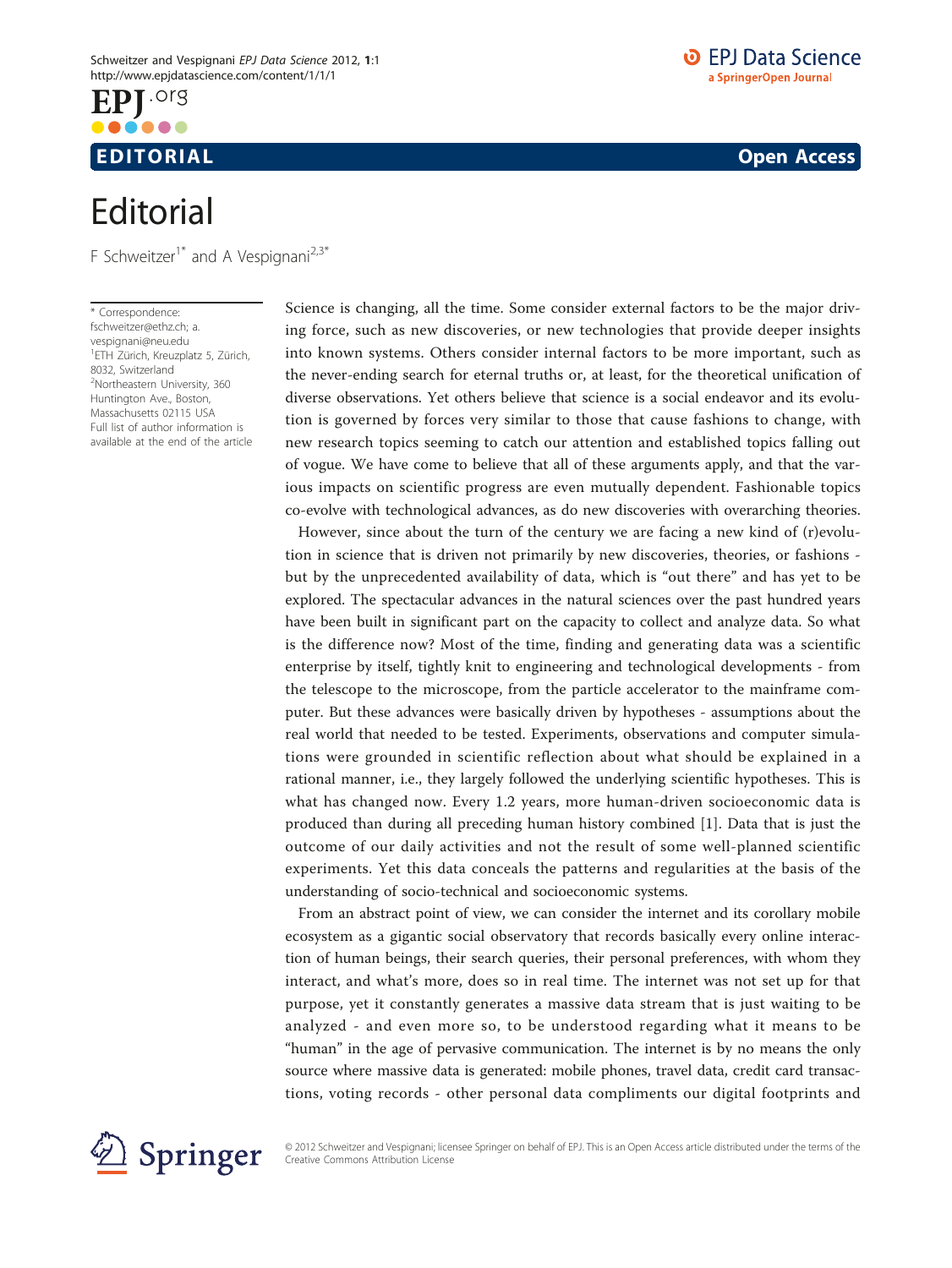EDITORIAL

Open Access

# Editorial

F Schweitzer[1*] and A Vespignani[2,3*]

\* Correspondence: fschweitzer@ethz.ch; a.vespignani@neu.edu
[1]ETH Zürich, Kreuzplatz 5, Zürich, 8032, Switzerland
[2]Northeastern University, 360 Huntington Ave., Boston, Massachusetts 02115 USA
Full list of author information is available at the end of the article

Science is changing, all the time. Some consider external factors to be the major driving force, such as new discoveries, or new technologies that provide deeper insights into known systems. Others consider internal factors to be more important, such as the never-ending search for eternal truths or, at least, for the theoretical unification of diverse observations. Yet others believe that science is a social endeavor and its evolution is governed by forces very similar to those that cause fashions to change, with new research topics seeming to catch our attention and established topics falling out of vogue. We have come to believe that all of these arguments apply, and that the various impacts on scientific progress are even mutually dependent. Fashionable topics co-evolve with technological advances, as do new discoveries with overarching theories.

However, since about the turn of the century we are facing a new kind of (r)evolution in science that is driven not primarily by new discoveries, theories, or fashions - but by the unprecedented availability of data, which is "out there" and has yet to be explored. The spectacular advances in the natural sciences over the past hundred years have been built in significant part on the capacity to collect and analyze data. So what is the difference now? Most of the time, finding and generating data was a scientific enterprise by itself, tightly knit to engineering and technological developments - from the telescope to the microscope, from the particle accelerator to the mainframe computer. But these advances were basically driven by hypotheses - assumptions about the real world that needed to be tested. Experiments, observations and computer simulations were grounded in scientific reflection about what should be explained in a rational manner, i.e., they largely followed the underlying scientific hypotheses. This is what has changed now. Every 1.2 years, more human-driven socioeconomic data is produced than during all preceding human history combined [1]. Data that is just the outcome of our daily activities and not the result of some well-planned scientific experiments. Yet this data conceals the patterns and regularities at the basis of the understanding of socio-technical and socioeconomic systems.

From an abstract point of view, we can consider the internet and its corollary mobile ecosystem as a gigantic social observatory that records basically every online interaction of human beings, their search queries, their personal preferences, with whom they interact, and what's more, does so in real time. The internet was not set up for that purpose, yet it constantly generates a massive data stream that is just waiting to be analyzed - and even more so, to be understood regarding what it means to be "human" in the age of pervasive communication. The internet is by no means the only source where massive data is generated: mobile phones, travel data, credit card transactions, voting records - other personal data compliments our digital footprints and

© 2012 Schweitzer and Vespignani; licensee Springer on behalf of EPJ. This is an Open Access article distributed under the terms of the Creative Commons Attribution License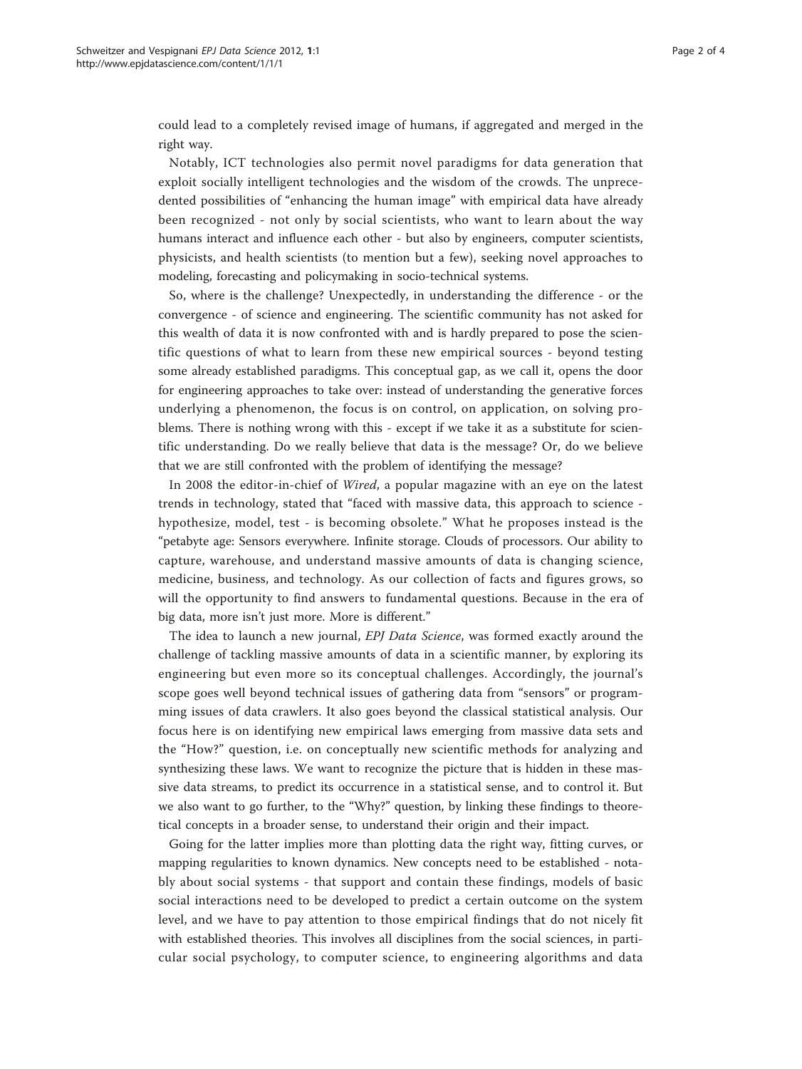could lead to a completely revised image of humans, if aggregated and merged in the right way.

Notably, ICT technologies also permit novel paradigms for data generation that exploit socially intelligent technologies and the wisdom of the crowds. The unprecedented possibilities of "enhancing the human image" with empirical data have already been recognized - not only by social scientists, who want to learn about the way humans interact and influence each other - but also by engineers, computer scientists, physicists, and health scientists (to mention but a few), seeking novel approaches to modeling, forecasting and policymaking in socio-technical systems.

So, where is the challenge? Unexpectedly, in understanding the difference - or the convergence - of science and engineering. The scientific community has not asked for this wealth of data it is now confronted with and is hardly prepared to pose the scientific questions of what to learn from these new empirical sources - beyond testing some already established paradigms. This conceptual gap, as we call it, opens the door for engineering approaches to take over: instead of understanding the generative forces underlying a phenomenon, the focus is on control, on application, on solving problems. There is nothing wrong with this - except if we take it as a substitute for scientific understanding. Do we really believe that data is the message? Or, do we believe that we are still confronted with the problem of identifying the message?

In 2008 the editor-in-chief of *Wired*, a popular magazine with an eye on the latest trends in technology, stated that "faced with massive data, this approach to science - hypothesize, model, test - is becoming obsolete." What he proposes instead is the "petabyte age: Sensors everywhere. Infinite storage. Clouds of processors. Our ability to capture, warehouse, and understand massive amounts of data is changing science, medicine, business, and technology. As our collection of facts and figures grows, so will the opportunity to find answers to fundamental questions. Because in the era of big data, more isn't just more. More is different."

The idea to launch a new journal, *EPJ Data Science*, was formed exactly around the challenge of tackling massive amounts of data in a scientific manner, by exploring its engineering but even more so its conceptual challenges. Accordingly, the journal's scope goes well beyond technical issues of gathering data from "sensors" or programming issues of data crawlers. It also goes beyond the classical statistical analysis. Our focus here is on identifying new empirical laws emerging from massive data sets and the "How?" question, i.e. on conceptually new scientific methods for analyzing and synthesizing these laws. We want to recognize the picture that is hidden in these massive data streams, to predict its occurrence in a statistical sense, and to control it. But we also want to go further, to the "Why?" question, by linking these findings to theoretical concepts in a broader sense, to understand their origin and their impact.

Going for the latter implies more than plotting data the right way, fitting curves, or mapping regularities to known dynamics. New concepts need to be established - notably about social systems - that support and contain these findings, models of basic social interactions need to be developed to predict a certain outcome on the system level, and we have to pay attention to those empirical findings that do not nicely fit with established theories. This involves all disciplines from the social sciences, in particular social psychology, to computer science, to engineering algorithms and data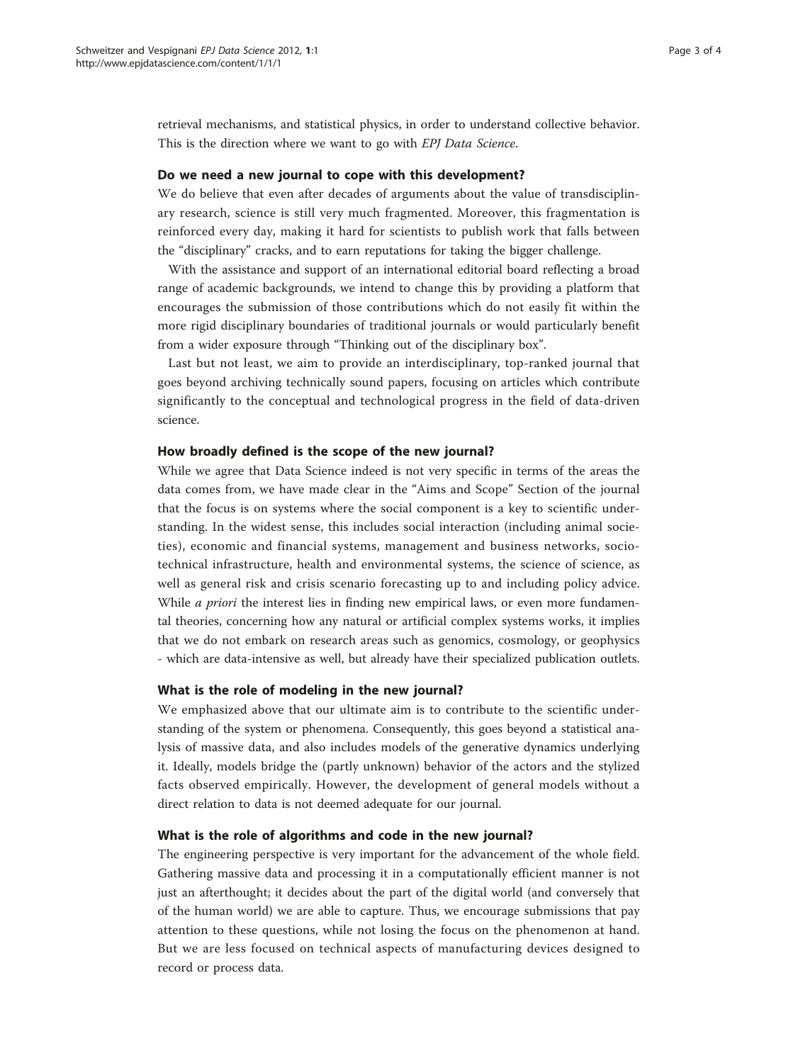retrieval mechanisms, and statistical physics, in order to understand collective behavior. This is the direction where we want to go with *EPJ Data Science*.

### Do we need a new journal to cope with this development?

We do believe that even after decades of arguments about the value of transdisciplinary research, science is still very much fragmented. Moreover, this fragmentation is reinforced every day, making it hard for scientists to publish work that falls between the "disciplinary" cracks, and to earn reputations for taking the bigger challenge.

With the assistance and support of an international editorial board reflecting a broad range of academic backgrounds, we intend to change this by providing a platform that encourages the submission of those contributions which do not easily fit within the more rigid disciplinary boundaries of traditional journals or would particularly benefit from a wider exposure through "Thinking out of the disciplinary box".

Last but not least, we aim to provide an interdisciplinary, top-ranked journal that goes beyond archiving technically sound papers, focusing on articles which contribute significantly to the conceptual and technological progress in the field of data-driven science.

### How broadly defined is the scope of the new journal?

While we agree that Data Science indeed is not very specific in terms of the areas the data comes from, we have made clear in the "Aims and Scope" Section of the journal that the focus is on systems where the social component is a key to scientific understanding. In the widest sense, this includes social interaction (including animal societies), economic and financial systems, management and business networks, socio-technical infrastructure, health and environmental systems, the science of science, as well as general risk and crisis scenario forecasting up to and including policy advice. While *a priori* the interest lies in finding new empirical laws, or even more fundamental theories, concerning how any natural or artificial complex systems works, it implies that we do not embark on research areas such as genomics, cosmology, or geophysics - which are data-intensive as well, but already have their specialized publication outlets.

### What is the role of modeling in the new journal?

We emphasized above that our ultimate aim is to contribute to the scientific understanding of the system or phenomena. Consequently, this goes beyond a statistical analysis of massive data, and also includes models of the generative dynamics underlying it. Ideally, models bridge the (partly unknown) behavior of the actors and the stylized facts observed empirically. However, the development of general models without a direct relation to data is not deemed adequate for our journal.

### What is the role of algorithms and code in the new journal?

The engineering perspective is very important for the advancement of the whole field. Gathering massive data and processing it in a computationally efficient manner is not just an afterthought; it decides about the part of the digital world (and conversely that of the human world) we are able to capture. Thus, we encourage submissions that pay attention to these questions, while not losing the focus on the phenomenon at hand. But we are less focused on technical aspects of manufacturing devices designed to record or process data.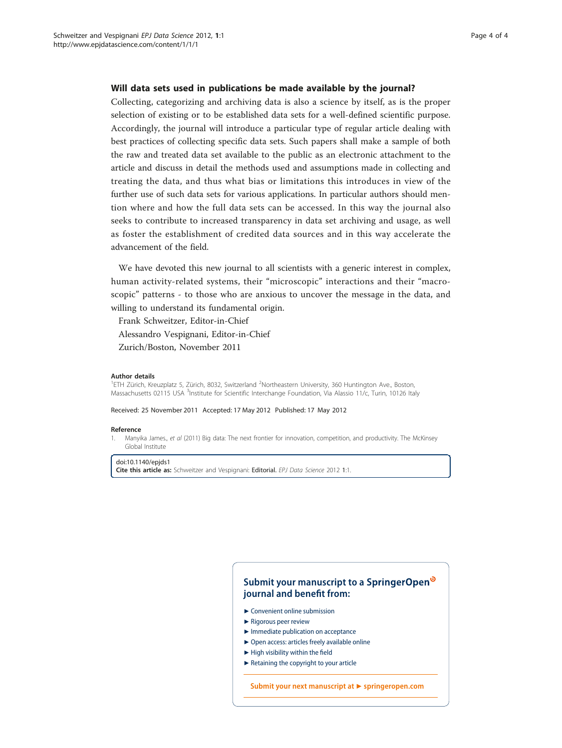### Will data sets used in publications be made available by the journal?

Collecting, categorizing and archiving data is also a science by itself, as is the proper selection of existing or to be established data sets for a well-defined scientific purpose. Accordingly, the journal will introduce a particular type of regular article dealing with best practices of collecting specific data sets. Such papers shall make a sample of both the raw and treated data set available to the public as an electronic attachment to the article and discuss in detail the methods used and assumptions made in collecting and treating the data, and thus what bias or limitations this introduces in view of the further use of such data sets for various applications. In particular authors should mention where and how the full data sets can be accessed. In this way the journal also seeks to contribute to increased transparency in data set archiving and usage, as well as foster the establishment of credited data sources and in this way accelerate the advancement of the field.

We have devoted this new journal to all scientists with a generic interest in complex, human activity-related systems, their "microscopic" interactions and their "macroscopic" patterns - to those who are anxious to uncover the message in the data, and willing to understand its fundamental origin.

Frank Schweitzer, Editor-in-Chief

Alessandro Vespignani, Editor-in-Chief

Zurich/Boston, November 2011

**Author details**

[1]ETH Zürich, Kreuzplatz 5, Zürich, 8032, Switzerland [2]Northeastern University, 360 Huntington Ave., Boston, Massachusetts 02115 USA [3]Institute for Scientific Interchange Foundation, Via Alassio 11/c, Turin, 10126 Italy

Received: 25 November 2011 Accepted: 17 May 2012 Published: 17 May 2012

**Reference**

1. Manyika James., *et al* (2011) Big data: The next frontier for innovation, competition, and productivity. The McKinsey Global Institute

doi:10.1140/epjds1

**Cite this article as:** Schweitzer and Vespignani: **Editorial.** *EPJ Data Science* 2012 **1**:1.

**Submit your manuscript to a SpringerOpen journal and benefit from:**

- ► Convenient online submission
- ► Rigorous peer review
- ► Immediate publication on acceptance
- ► Open access: articles freely available online
- ► High visibility within the field
- ► Retaining the copyright to your article

**Submit your next manuscript at ► springeropen.com**